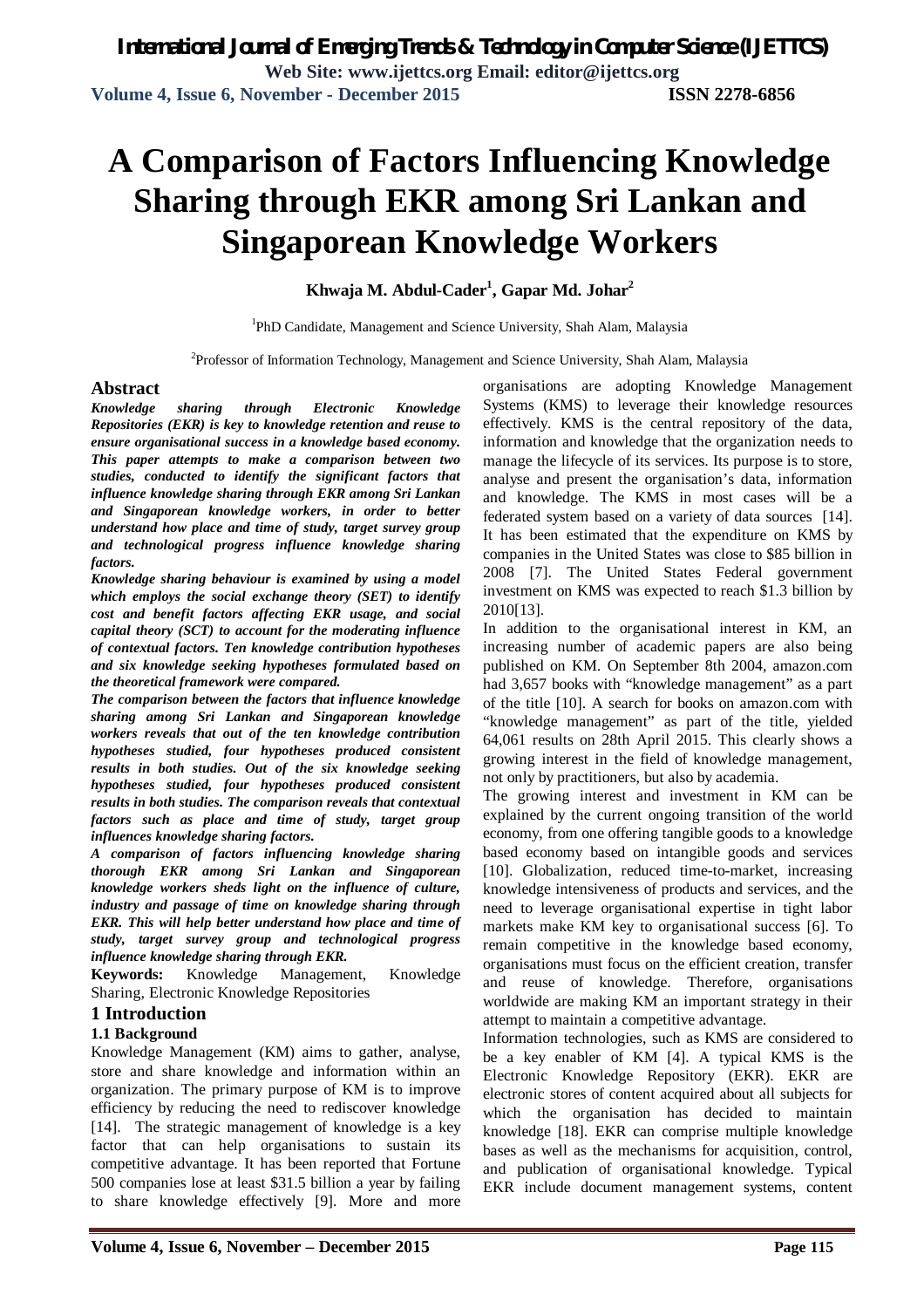# A Comparison of Factors Influencing Knowledge Sharing through EKR among Sri Lankan and Singaporean Knowledge Workers

**Khwaja M. Abdul-Cader[1], Gapar Md. Johar[2]**

[1]PhD Candidate, Management and Science University, Shah Alam, Malaysia

[2]Professor of Information Technology, Management and Science University, Shah Alam, Malaysia

## Abstract

***Knowledge sharing through Electronic Knowledge Repositories (EKR) is key to knowledge retention and reuse to ensure organisational success in a knowledge based economy. This paper attempts to make a comparison between two studies, conducted to identify the significant factors that influence knowledge sharing through EKR among Sri Lankan and Singaporean knowledge workers, in order to better understand how place and time of study, target survey group and technological progress influence knowledge sharing factors.***

***Knowledge sharing behaviour is examined by using a model which employs the social exchange theory (SET) to identify cost and benefit factors affecting EKR usage, and social capital theory (SCT) to account for the moderating influence of contextual factors. Ten knowledge contribution hypotheses and six knowledge seeking hypotheses formulated based on the theoretical framework were compared.***

***The comparison between the factors that influence knowledge sharing among Sri Lankan and Singaporean knowledge workers reveals that out of the ten knowledge contribution hypotheses studied, four hypotheses produced consistent results in both studies. Out of the six knowledge seeking hypotheses studied, four hypotheses produced consistent results in both studies. The comparison reveals that contextual factors such as place and time of study, target group influences knowledge sharing factors.***

***A comparison of factors influencing knowledge sharing thorough EKR among Sri Lankan and Singaporean knowledge workers sheds light on the influence of culture, industry and passage of time on knowledge sharing through EKR. This will help better understand how place and time of study, target survey group and technological progress influence knowledge sharing through EKR.***

**Keywords:** Knowledge Management, Knowledge Sharing, Electronic Knowledge Repositories

## 1 Introduction

### 1.1 Background

Knowledge Management (KM) aims to gather, analyse, store and share knowledge and information within an organization. The primary purpose of KM is to improve efficiency by reducing the need to rediscover knowledge [14]. The strategic management of knowledge is a key factor that can help organisations to sustain its competitive advantage. It has been reported that Fortune 500 companies lose at least $31.5 billion a year by failing to share knowledge effectively [9]. More and more organisations are adopting Knowledge Management Systems (KMS) to leverage their knowledge resources effectively. KMS is the central repository of the data, information and knowledge that the organization needs to manage the lifecycle of its services. Its purpose is to store, analyse and present the organisation's data, information and knowledge. The KMS in most cases will be a federated system based on a variety of data sources [14]. It has been estimated that the expenditure on KMS by companies in the United States was close to $85 billion in 2008 [7]. The United States Federal government investment on KMS was expected to reach $1.3 billion by 2010[13].

In addition to the organisational interest in KM, an increasing number of academic papers are also being published on KM. On September 8th 2004, amazon.com had 3,657 books with "knowledge management" as a part of the title [10]. A search for books on amazon.com with "knowledge management" as part of the title, yielded 64,061 results on 28th April 2015. This clearly shows a growing interest in the field of knowledge management, not only by practitioners, but also by academia.

The growing interest and investment in KM can be explained by the current ongoing transition of the world economy, from one offering tangible goods to a knowledge based economy based on intangible goods and services [10]. Globalization, reduced time-to-market, increasing knowledge intensiveness of products and services, and the need to leverage organisational expertise in tight labor markets make KM key to organisational success [6]. To remain competitive in the knowledge based economy, organisations must focus on the efficient creation, transfer and reuse of knowledge. Therefore, organisations worldwide are making KM an important strategy in their attempt to maintain a competitive advantage.

Information technologies, such as KMS are considered to be a key enabler of KM [4]. A typical KMS is the Electronic Knowledge Repository (EKR). EKR are electronic stores of content acquired about all subjects for which the organisation has decided to maintain knowledge [18]. EKR can comprise multiple knowledge bases as well as the mechanisms for acquisition, control, and publication of organisational knowledge. Typical EKR include document management systems, content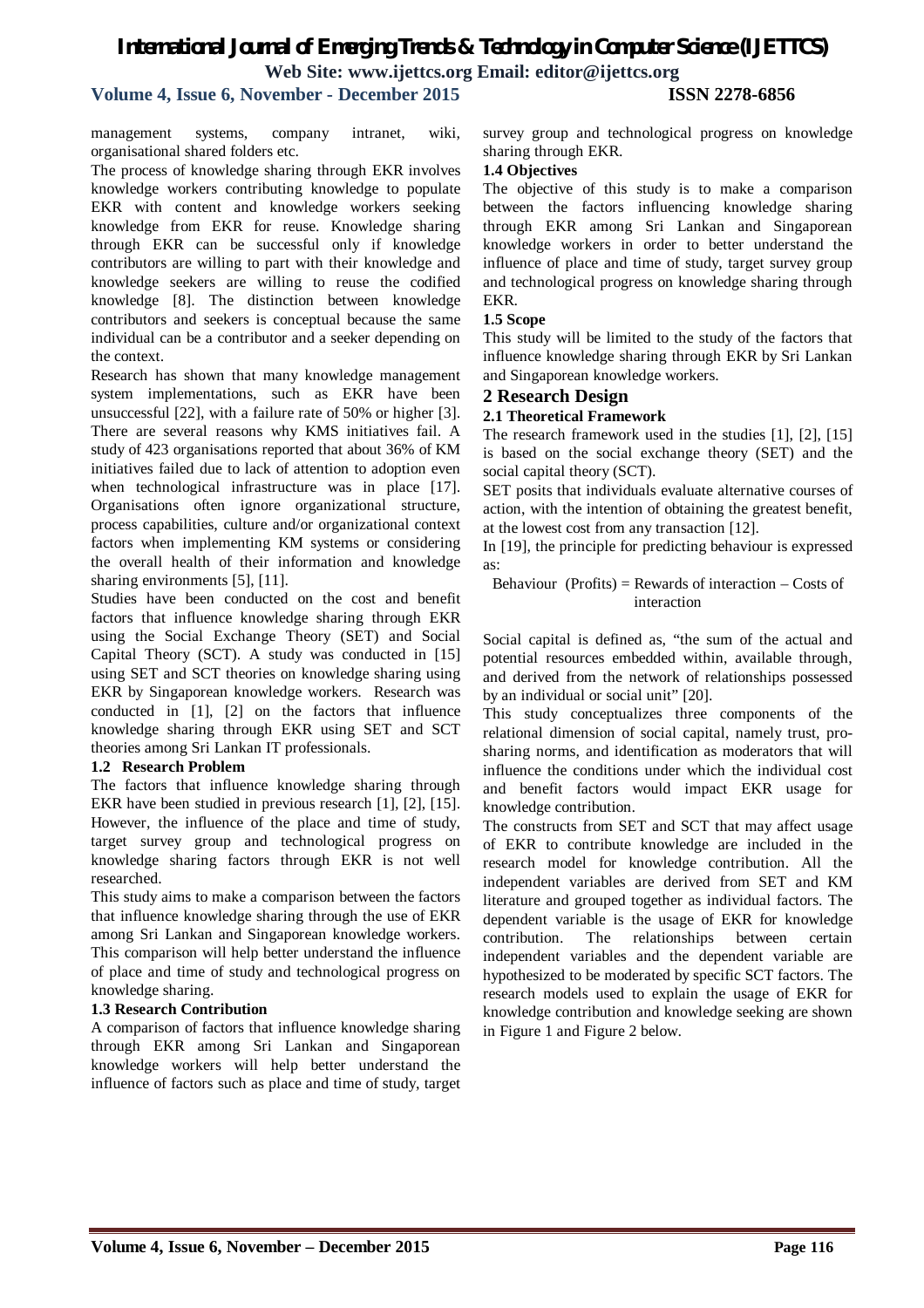management systems, company intranet, wiki, organisational shared folders etc.

The process of knowledge sharing through EKR involves knowledge workers contributing knowledge to populate EKR with content and knowledge workers seeking knowledge from EKR for reuse. Knowledge sharing through EKR can be successful only if knowledge contributors are willing to part with their knowledge and knowledge seekers are willing to reuse the codified knowledge [8]. The distinction between knowledge contributors and seekers is conceptual because the same individual can be a contributor and a seeker depending on the context.

Research has shown that many knowledge management system implementations, such as EKR have been unsuccessful [22], with a failure rate of 50% or higher [3]. There are several reasons why KMS initiatives fail. A study of 423 organisations reported that about 36% of KM initiatives failed due to lack of attention to adoption even when technological infrastructure was in place [17]. Organisations often ignore organizational structure, process capabilities, culture and/or organizational context factors when implementing KM systems or considering the overall health of their information and knowledge sharing environments [5], [11].

Studies have been conducted on the cost and benefit factors that influence knowledge sharing through EKR using the Social Exchange Theory (SET) and Social Capital Theory (SCT). A study was conducted in [15] using SET and SCT theories on knowledge sharing using EKR by Singaporean knowledge workers. Research was conducted in [1], [2] on the factors that influence knowledge sharing through EKR using SET and SCT theories among Sri Lankan IT professionals.

### 1.2 Research Problem

The factors that influence knowledge sharing through EKR have been studied in previous research [1], [2], [15]. However, the influence of the place and time of study, target survey group and technological progress on knowledge sharing factors through EKR is not well researched.

This study aims to make a comparison between the factors that influence knowledge sharing through the use of EKR among Sri Lankan and Singaporean knowledge workers. This comparison will help better understand the influence of place and time of study and technological progress on knowledge sharing.

### 1.3 Research Contribution

A comparison of factors that influence knowledge sharing through EKR among Sri Lankan and Singaporean knowledge workers will help better understand the influence of factors such as place and time of study, target survey group and technological progress on knowledge sharing through EKR.

### 1.4 Objectives

The objective of this study is to make a comparison between the factors influencing knowledge sharing through EKR among Sri Lankan and Singaporean knowledge workers in order to better understand the influence of place and time of study, target survey group and technological progress on knowledge sharing through EKR.

### 1.5 Scope

This study will be limited to the study of the factors that influence knowledge sharing through EKR by Sri Lankan and Singaporean knowledge workers.

## 2 Research Design

### 2.1 Theoretical Framework

The research framework used in the studies [1], [2], [15] is based on the social exchange theory (SET) and the social capital theory (SCT).

SET posits that individuals evaluate alternative courses of action, with the intention of obtaining the greatest benefit, at the lowest cost from any transaction [12].

In [19], the principle for predicting behaviour is expressed as:

$$\text{Behaviour (Profits)} = \text{Rewards of interaction} - \text{Costs of interaction}$$

Social capital is defined as, "the sum of the actual and potential resources embedded within, available through, and derived from the network of relationships possessed by an individual or social unit" [20].

This study conceptualizes three components of the relational dimension of social capital, namely trust, pro-sharing norms, and identification as moderators that will influence the conditions under which the individual cost and benefit factors would impact EKR usage for knowledge contribution.

The constructs from SET and SCT that may affect usage of EKR to contribute knowledge are included in the research model for knowledge contribution. All the independent variables are derived from SET and KM literature and grouped together as individual factors. The dependent variable is the usage of EKR for knowledge contribution. The relationships between certain independent variables and the dependent variable are hypothesized to be moderated by specific SCT factors. The research models used to explain the usage of EKR for knowledge contribution and knowledge seeking are shown in Figure 1 and Figure 2 below.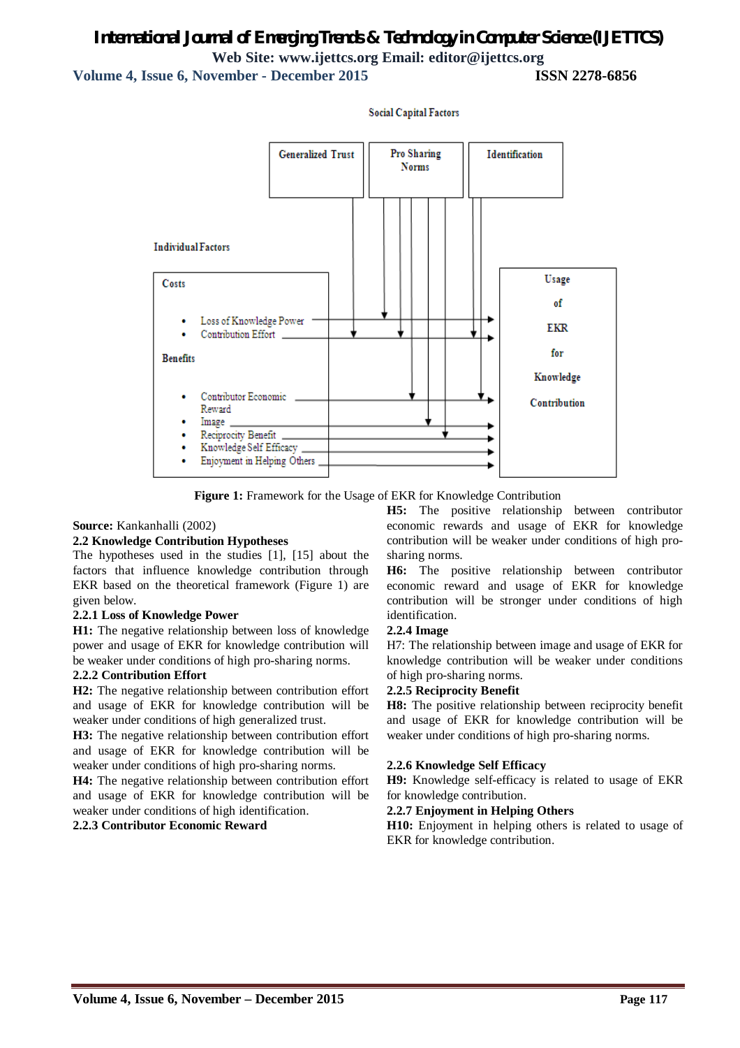Social Capital Factors

Generalized Trust | Pro Sharing Norms | Identification

Individual Factors

Costs

- Loss of Knowledge Power
- Contribution Effort

Benefits

- Contributor Economic Reward
- Image
- Reciprocity Benefit
- Knowledge Self Efficacy
- Enjoyment in Helping Others

Usage of EKR for Knowledge Contribution

**Figure 1:** Framework for the Usage of EKR for Knowledge Contribution

**Source:** Kankanhalli (2002)

### 2.2 Knowledge Contribution Hypotheses

The hypotheses used in the studies [1], [15] about the factors that influence knowledge contribution through EKR based on the theoretical framework (Figure 1) are given below.

#### 2.2.1 Loss of Knowledge Power

**H1:** The negative relationship between loss of knowledge power and usage of EKR for knowledge contribution will be weaker under conditions of high pro-sharing norms.

#### 2.2.2 Contribution Effort

**H2:** The negative relationship between contribution effort and usage of EKR for knowledge contribution will be weaker under conditions of high generalized trust.

**H3:** The negative relationship between contribution effort and usage of EKR for knowledge contribution will be weaker under conditions of high pro-sharing norms.

**H4:** The negative relationship between contribution effort and usage of EKR for knowledge contribution will be weaker under conditions of high identification.

#### 2.2.3 Contributor Economic Reward

**H5:** The positive relationship between contributor economic rewards and usage of EKR for knowledge contribution will be weaker under conditions of high pro-sharing norms.

**H6:** The positive relationship between contributor economic reward and usage of EKR for knowledge contribution will be stronger under conditions of high identification.

#### 2.2.4 Image

H7: The relationship between image and usage of EKR for knowledge contribution will be weaker under conditions of high pro-sharing norms.

#### 2.2.5 Reciprocity Benefit

**H8:** The positive relationship between reciprocity benefit and usage of EKR for knowledge contribution will be weaker under conditions of high pro-sharing norms.

#### 2.2.6 Knowledge Self Efficacy

**H9:** Knowledge self-efficacy is related to usage of EKR for knowledge contribution.

#### 2.2.7 Enjoyment in Helping Others

**H10:** Enjoyment in helping others is related to usage of EKR for knowledge contribution.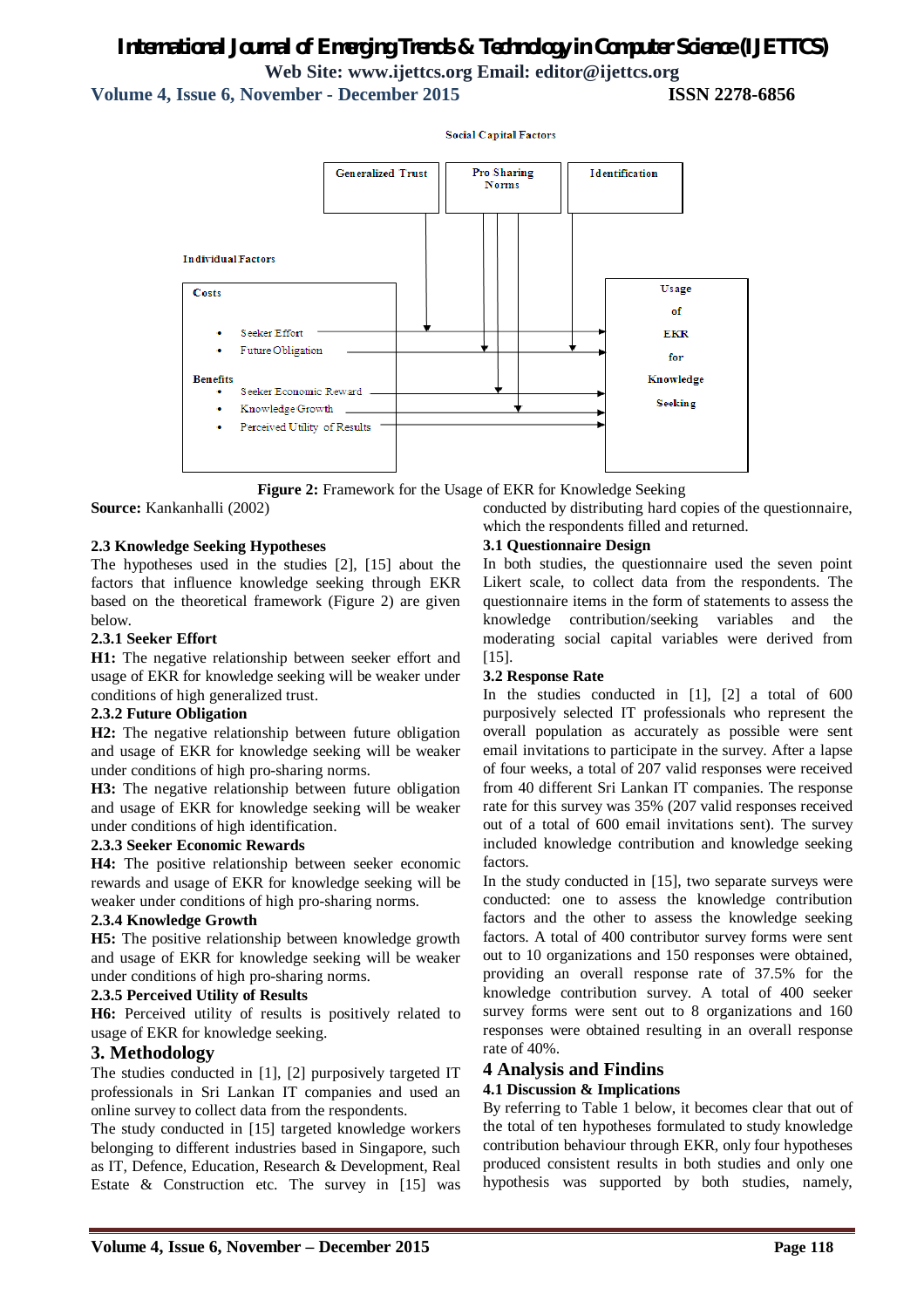Social Capital Factors

Generalized Trust | Pro Sharing Norms | Identification

Individual Factors

Costs
- Seeker Effort
- Future Obligation

Benefits
- Seeker Economic Reward
- Knowledge Growth
- Perceived Utility of Results

Usage of EKR for Knowledge Seeking

**Figure 2:** Framework for the Usage of EKR for Knowledge Seeking

**Source:** Kankanhalli (2002)

### 2.3 Knowledge Seeking Hypotheses

The hypotheses used in the studies [2], [15] about the factors that influence knowledge seeking through EKR based on the theoretical framework (Figure 2) are given below.

#### 2.3.1 Seeker Effort

**H1:** The negative relationship between seeker effort and usage of EKR for knowledge seeking will be weaker under conditions of high generalized trust.

#### 2.3.2 Future Obligation

**H2:** The negative relationship between future obligation and usage of EKR for knowledge seeking will be weaker under conditions of high pro-sharing norms.

**H3:** The negative relationship between future obligation and usage of EKR for knowledge seeking will be weaker under conditions of high identification.

#### 2.3.3 Seeker Economic Rewards

**H4:** The positive relationship between seeker economic rewards and usage of EKR for knowledge seeking will be weaker under conditions of high pro-sharing norms.

#### 2.3.4 Knowledge Growth

**H5:** The positive relationship between knowledge growth and usage of EKR for knowledge seeking will be weaker under conditions of high pro-sharing norms.

#### 2.3.5 Perceived Utility of Results

**H6:** Perceived utility of results is positively related to usage of EKR for knowledge seeking.

## 3. Methodology

The studies conducted in [1], [2] purposively targeted IT professionals in Sri Lankan IT companies and used an online survey to collect data from the respondents.

The study conducted in [15] targeted knowledge workers belonging to different industries based in Singapore, such as IT, Defence, Education, Research & Development, Real Estate & Construction etc. The survey in [15] was conducted by distributing hard copies of the questionnaire, which the respondents filled and returned.

### 3.1 Questionnaire Design

In both studies, the questionnaire used the seven point Likert scale, to collect data from the respondents. The questionnaire items in the form of statements to assess the knowledge contribution/seeking variables and the moderating social capital variables were derived from [15].

### 3.2 Response Rate

In the studies conducted in [1], [2] a total of 600 purposively selected IT professionals who represent the overall population as accurately as possible were sent email invitations to participate in the survey. After a lapse of four weeks, a total of 207 valid responses were received from 40 different Sri Lankan IT companies. The response rate for this survey was 35% (207 valid responses received out of a total of 600 email invitations sent). The survey included knowledge contribution and knowledge seeking factors.

In the study conducted in [15], two separate surveys were conducted: one to assess the knowledge contribution factors and the other to assess the knowledge seeking factors. A total of 400 contributor survey forms were sent out to 10 organizations and 150 responses were obtained, providing an overall response rate of 37.5% for the knowledge contribution survey. A total of 400 seeker survey forms were sent out to 8 organizations and 160 responses were obtained resulting in an overall response rate of 40%.

## 4 Analysis and Findins

### 4.1 Discussion & Implications

By referring to Table 1 below, it becomes clear that out of the total of ten hypotheses formulated to study knowledge contribution behaviour through EKR, only four hypotheses produced consistent results in both studies and only one hypothesis was supported by both studies, namely,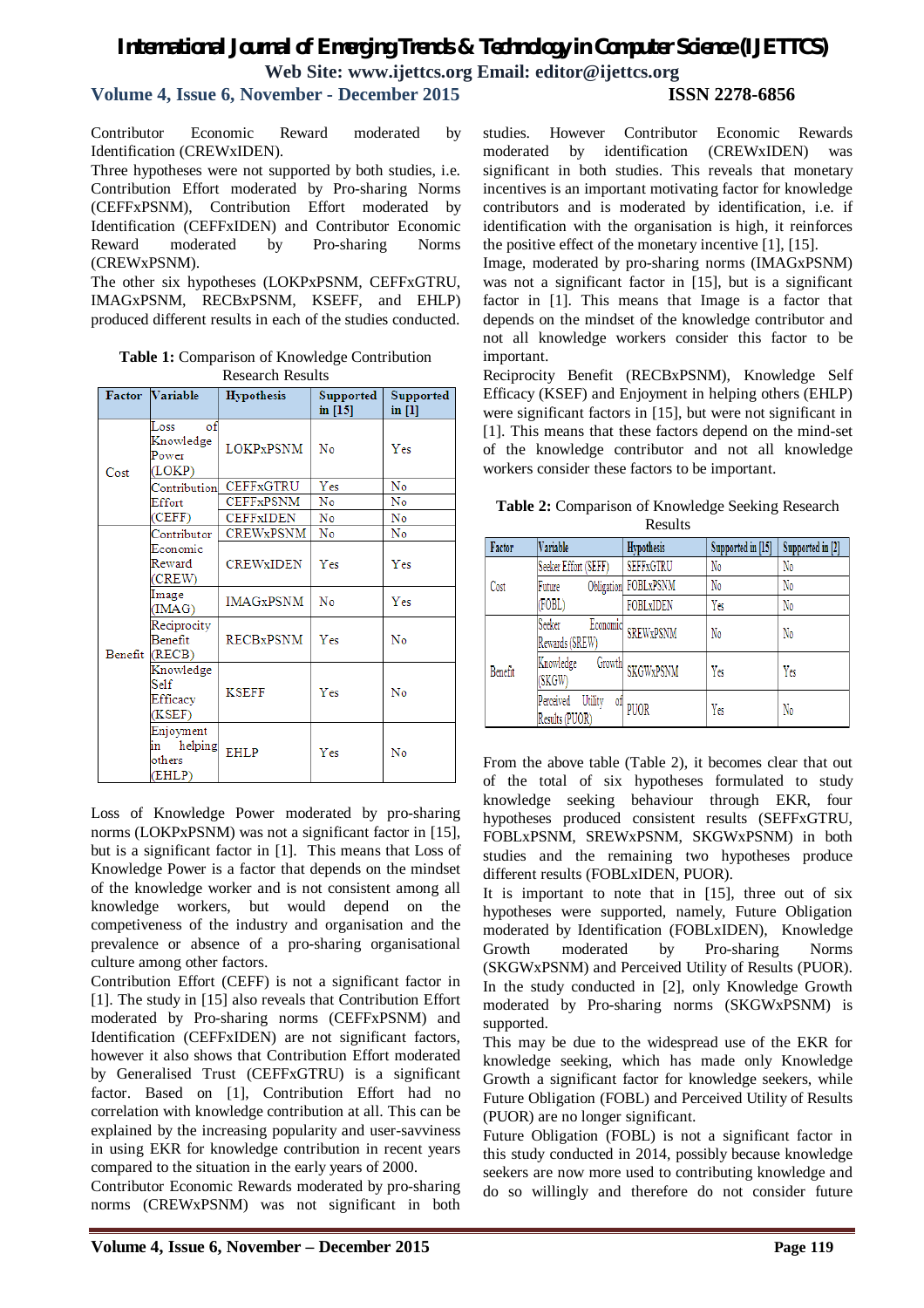Contributor Economic Reward moderated by Identification (CREWxIDEN).

Three hypotheses were not supported by both studies, i.e. Contribution Effort moderated by Pro-sharing Norms (CEFFxPSNM), Contribution Effort moderated by Identification (CEFFxIDEN) and Contributor Economic Reward moderated by Pro-sharing Norms (CREWxPSNM).

The other six hypotheses (LOKPxPSNM, CEFFxGTRU, IMAGxPSNM, RECBxPSNM, KSEFF, and EHLP) produced different results in each of the studies conducted.

**Table 1:** Comparison of Knowledge Contribution Research Results

| Factor | Variable | Hypothesis | Supported in [15] | Supported in [1] |
|---|---|---|---|---|
| Cost | Loss of Knowledge Power (LOKP) | LOKPxPSNM | No | Yes |
| | Contribution Effort (CEFF) | CEFFxGTRU | Yes | No |
| | | CEFFxPSNM | No | No |
| | | CEFFxIDEN | No | No |
| Benefit | Contributor Economic Reward (CREW) | CREWxPSNM | No | No |
| | | CREWxIDEN | Yes | Yes |
| | Image (IMAG) | IMAGxPSNM | No | Yes |
| | Reciprocity Benefit (RECB) | RECBxPSNM | Yes | No |
| | Knowledge Self Efficacy (KSEF) | KSEFF | Yes | No |
| | Enjoyment in helping others (EHLP) | EHLP | Yes | No |

Loss of Knowledge Power moderated by pro-sharing norms (LOKPxPSNM) was not a significant factor in [15], but is a significant factor in [1]. This means that Loss of Knowledge Power is a factor that depends on the mindset of the knowledge worker and is not consistent among all knowledge workers, but would depend on the competiveness of the industry and organisation and the prevalence or absence of a pro-sharing organisational culture among other factors.

Contribution Effort (CEFF) is not a significant factor in [1]. The study in [15] also reveals that Contribution Effort moderated by Pro-sharing norms (CEFFxPSNM) and Identification (CEFFxIDEN) are not significant factors, however it also shows that Contribution Effort moderated by Generalised Trust (CEFFxGTRU) is a significant factor. Based on [1], Contribution Effort had no correlation with knowledge contribution at all. This can be explained by the increasing popularity and user-savviness in using EKR for knowledge contribution in recent years compared to the situation in the early years of 2000.

Contributor Economic Rewards moderated by pro-sharing norms (CREWxPSNM) was not significant in both studies. However Contributor Economic Rewards moderated by identification (CREWxIDEN) was significant in both studies. This reveals that monetary incentives is an important motivating factor for knowledge contributors and is moderated by identification, i.e. if identification with the organisation is high, it reinforces the positive effect of the monetary incentive [1], [15].

Image, moderated by pro-sharing norms (IMAGxPSNM) was not a significant factor in [15], but is a significant factor in [1]. This means that Image is a factor that depends on the mindset of the knowledge contributor and not all knowledge workers consider this factor to be important.

Reciprocity Benefit (RECBxPSNM), Knowledge Self Efficacy (KSEF) and Enjoyment in helping others (EHLP) were significant factors in [15], but were not significant in [1]. This means that these factors depend on the mind-set of the knowledge contributor and not all knowledge workers consider these factors to be important.

**Table 2:** Comparison of Knowledge Seeking Research Results

| Factor | Variable | Hypothesis | Supported in [15] | Supported in [2] |
|---|---|---|---|---|
| Cost | Seeker Effort (SEFF) | SEFFxGTRU | No | No |
| | Future Obligation (FOBL) | FOBLxPSNM | No | No |
| | | FOBLxIDEN | Yes | No |
| Benefit | Seeker Economic Rewards (SREW) | SREWxPSNM | No | No |
| | Knowledge Growth (SKGW) | SKGWxPSNM | Yes | Yes |
| | Perceived Utility of Results (PUOR) | PUOR | Yes | No |

From the above table (Table 2), it becomes clear that out of the total of six hypotheses formulated to study knowledge seeking behaviour through EKR, four hypotheses produced consistent results (SEFFxGTRU, FOBLxPSNM, SREWxPSNM, SKGWxPSNM) in both studies and the remaining two hypotheses produce different results (FOBLxIDEN, PUOR).

It is important to note that in [15], three out of six hypotheses were supported, namely, Future Obligation moderated by Identification (FOBLxIDEN), Knowledge Growth moderated by Pro-sharing Norms (SKGWxPSNM) and Perceived Utility of Results (PUOR). In the study conducted in [2], only Knowledge Growth moderated by Pro-sharing norms (SKGWxPSNM) is supported.

This may be due to the widespread use of the EKR for knowledge seeking, which has made only Knowledge Growth a significant factor for knowledge seekers, while Future Obligation (FOBL) and Perceived Utility of Results (PUOR) are no longer significant.

Future Obligation (FOBL) is not a significant factor in this study conducted in 2014, possibly because knowledge seekers are now more used to contributing knowledge and do so willingly and therefore do not consider future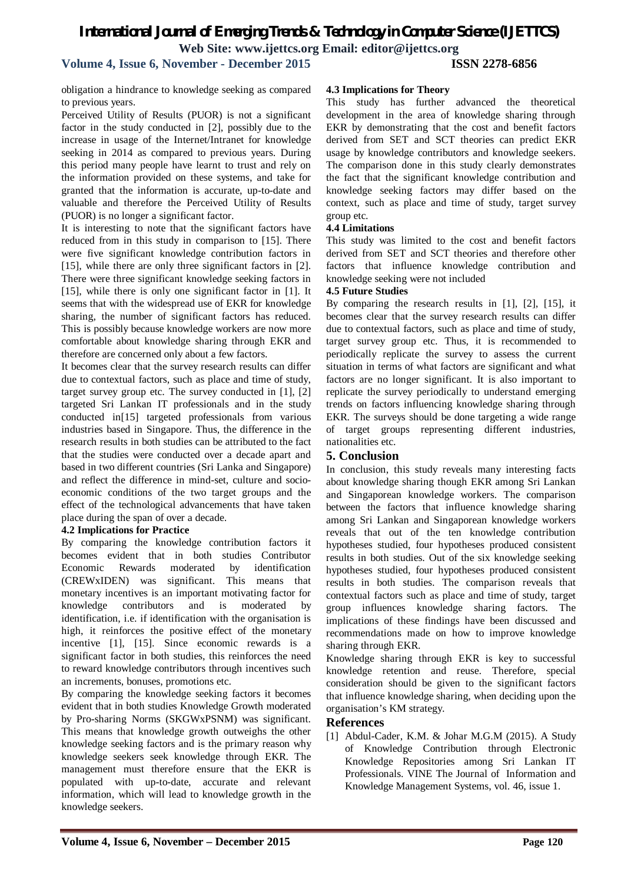obligation a hindrance to knowledge seeking as compared to previous years.

Perceived Utility of Results (PUOR) is not a significant factor in the study conducted in [2], possibly due to the increase in usage of the Internet/Intranet for knowledge seeking in 2014 as compared to previous years. During this period many people have learnt to trust and rely on the information provided on these systems, and take for granted that the information is accurate, up-to-date and valuable and therefore the Perceived Utility of Results (PUOR) is no longer a significant factor.

It is interesting to note that the significant factors have reduced from in this study in comparison to [15]. There were five significant knowledge contribution factors in [15], while there are only three significant factors in [2]. There were three significant knowledge seeking factors in [15], while there is only one significant factor in [1]. It seems that with the widespread use of EKR for knowledge sharing, the number of significant factors has reduced. This is possibly because knowledge workers are now more comfortable about knowledge sharing through EKR and therefore are concerned only about a few factors.

It becomes clear that the survey research results can differ due to contextual factors, such as place and time of study, target survey group etc. The survey conducted in [1], [2] targeted Sri Lankan IT professionals and in the study conducted in[15] targeted professionals from various industries based in Singapore. Thus, the difference in the research results in both studies can be attributed to the fact that the studies were conducted over a decade apart and based in two different countries (Sri Lanka and Singapore) and reflect the difference in mind-set, culture and socio-economic conditions of the two target groups and the effect of the technological advancements that have taken place during the span of over a decade.

### 4.2 Implications for Practice

By comparing the knowledge contribution factors it becomes evident that in both studies Contributor Economic Rewards moderated by identification (CREWxIDEN) was significant. This means that monetary incentives is an important motivating factor for knowledge contributors and is moderated by identification, i.e. if identification with the organisation is high, it reinforces the positive effect of the monetary incentive [1], [15]. Since economic rewards is a significant factor in both studies, this reinforces the need to reward knowledge contributors through incentives such an increments, bonuses, promotions etc.

By comparing the knowledge seeking factors it becomes evident that in both studies Knowledge Growth moderated by Pro-sharing Norms (SKGWxPSNM) was significant. This means that knowledge growth outweighs the other knowledge seeking factors and is the primary reason why knowledge seekers seek knowledge through EKR. The management must therefore ensure that the EKR is populated with up-to-date, accurate and relevant information, which will lead to knowledge growth in the knowledge seekers.

### 4.3 Implications for Theory

This study has further advanced the theoretical development in the area of knowledge sharing through EKR by demonstrating that the cost and benefit factors derived from SET and SCT theories can predict EKR usage by knowledge contributors and knowledge seekers. The comparison done in this study clearly demonstrates the fact that the significant knowledge contribution and knowledge seeking factors may differ based on the context, such as place and time of study, target survey group etc.

### 4.4 Limitations

This study was limited to the cost and benefit factors derived from SET and SCT theories and therefore other factors that influence knowledge contribution and knowledge seeking were not included

### 4.5 Future Studies

By comparing the research results in [1], [2], [15], it becomes clear that the survey research results can differ due to contextual factors, such as place and time of study, target survey group etc. Thus, it is recommended to periodically replicate the survey to assess the current situation in terms of what factors are significant and what factors are no longer significant. It is also important to replicate the survey periodically to understand emerging trends on factors influencing knowledge sharing through EKR. The surveys should be done targeting a wide range of target groups representing different industries, nationalities etc.

## 5. Conclusion

In conclusion, this study reveals many interesting facts about knowledge sharing though EKR among Sri Lankan and Singaporean knowledge workers. The comparison between the factors that influence knowledge sharing among Sri Lankan and Singaporean knowledge workers reveals that out of the ten knowledge contribution hypotheses studied, four hypotheses produced consistent results in both studies. Out of the six knowledge seeking hypotheses studied, four hypotheses produced consistent results in both studies. The comparison reveals that contextual factors such as place and time of study, target group influences knowledge sharing factors. The implications of these findings have been discussed and recommendations made on how to improve knowledge sharing through EKR.

Knowledge sharing through EKR is key to successful knowledge retention and reuse. Therefore, special consideration should be given to the significant factors that influence knowledge sharing, when deciding upon the organisation's KM strategy.

## References

[1] Abdul-Cader, K.M. & Johar M.G.M (2015). A Study of Knowledge Contribution through Electronic Knowledge Repositories among Sri Lankan IT Professionals. VINE The Journal of Information and Knowledge Management Systems, vol. 46, issue 1.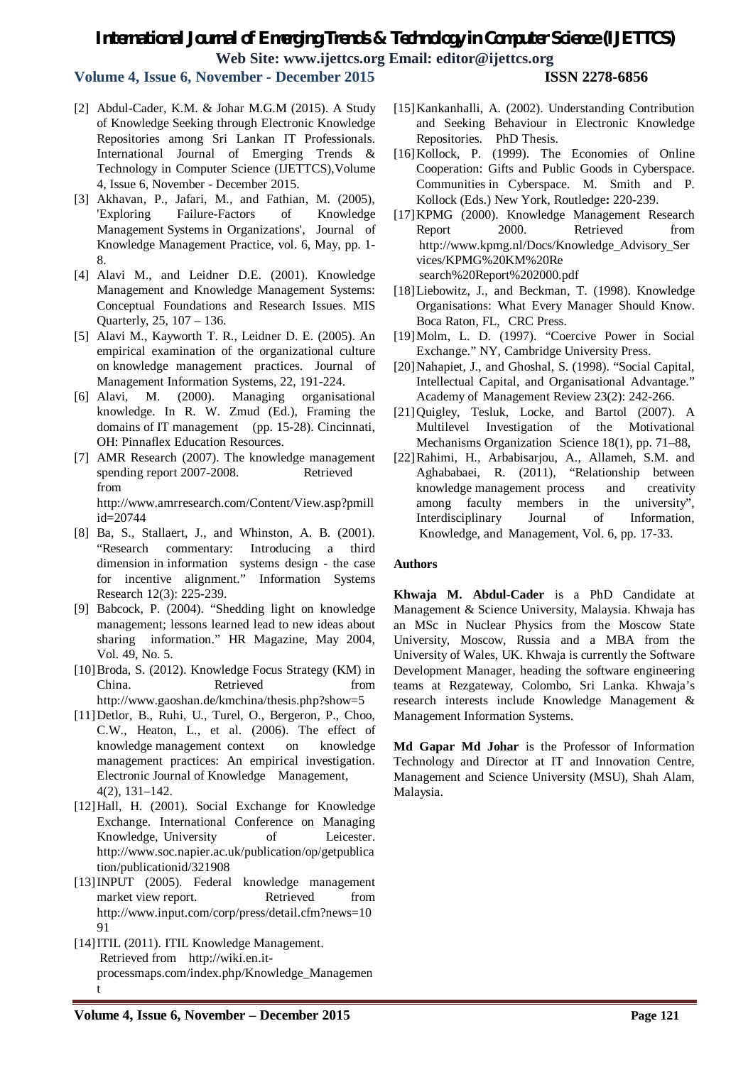[2] Abdul-Cader, K.M. & Johar M.G.M (2015). A Study of Knowledge Seeking through Electronic Knowledge Repositories among Sri Lankan IT Professionals. International Journal of Emerging Trends & Technology in Computer Science (IJETTCS),Volume 4, Issue 6, November - December 2015.

[3] Akhavan, P., Jafari, M., and Fathian, M. (2005), 'Exploring Failure-Factors of Knowledge Management Systems in Organizations', Journal of Knowledge Management Practice, vol. 6, May, pp. 1-8.

[4] Alavi M., and Leidner D.E. (2001). Knowledge Management and Knowledge Management Systems: Conceptual Foundations and Research Issues. MIS Quarterly, 25, 107 – 136.

[5] Alavi M., Kayworth T. R., Leidner D. E. (2005). An empirical examination of the organizational culture on knowledge management practices. Journal of Management Information Systems, 22, 191-224.

[6] Alavi, M. (2000). Managing organisational knowledge. In R. W. Zmud (Ed.), Framing the domains of IT management (pp. 15-28). Cincinnati, OH: Pinnaflex Education Resources.

[7] AMR Research (2007). The knowledge management spending report 2007-2008. Retrieved from http://www.amrresearch.com/Content/View.asp?pmillid=20744

[8] Ba, S., Stallaert, J., and Whinston, A. B. (2001). "Research commentary: Introducing a third dimension in information systems design - the case for incentive alignment." Information Systems Research 12(3): 225-239.

[9] Babcock, P. (2004). "Shedding light on knowledge management; lessons learned lead to new ideas about sharing information." HR Magazine, May 2004, Vol. 49, No. 5.

[10] Broda, S. (2012). Knowledge Focus Strategy (KM) in China. Retrieved from http://www.gaoshan.de/kmchina/thesis.php?show=5

[11] Detlor, B., Ruhi, U., Turel, O., Bergeron, P., Choo, C.W., Heaton, L., et al. (2006). The effect of knowledge management context on knowledge management practices: An empirical investigation. Electronic Journal of Knowledge Management, 4(2), 131–142.

[12] Hall, H. (2001). Social Exchange for Knowledge Exchange. International Conference on Managing Knowledge, University of Leicester. http://www.soc.napier.ac.uk/publication/op/getpublication/publicationid/321908

[13] INPUT (2005). Federal knowledge management market view report. Retrieved from http://www.input.com/corp/press/detail.cfm?news=1091

[14] ITIL (2011). ITIL Knowledge Management. Retrieved from http://wiki.en.it-processmaps.com/index.php/Knowledge_Management

[15] Kankanhalli, A. (2002). Understanding Contribution and Seeking Behaviour in Electronic Knowledge Repositories. PhD Thesis.

[16] Kollock, P. (1999). The Economies of Online Cooperation: Gifts and Public Goods in Cyberspace. Communities in Cyberspace. M. Smith and P. Kollock (Eds.) New York, Routledge**:** 220-239.

[17] KPMG (2000). Knowledge Management Research Report 2000. Retrieved from http://www.kpmg.nl/Docs/Knowledge_Advisory_Services/KPMG%20KM%20Research%20Report%202000.pdf

[18] Liebowitz, J., and Beckman, T. (1998). Knowledge Organisations: What Every Manager Should Know. Boca Raton, FL, CRC Press.

[19] Molm, L. D. (1997). "Coercive Power in Social Exchange." NY, Cambridge University Press.

[20] Nahapiet, J., and Ghoshal, S. (1998). "Social Capital, Intellectual Capital, and Organisational Advantage." Academy of Management Review 23(2): 242-266.

[21] Quigley, Tesluk, Locke, and Bartol (2007). A Multilevel Investigation of the Motivational Mechanisms Organization Science 18(1), pp. 71–88,

[22] Rahimi, H., Arbabisarjou, A., Allameh, S.M. and Aghababaei, R. (2011), "Relationship between knowledge management process and creativity among faculty members in the university", Interdisciplinary Journal of Information, Knowledge, and Management, Vol. 6, pp. 17-33.

**Authors**

**Khwaja M. Abdul-Cader** is a PhD Candidate at Management & Science University, Malaysia. Khwaja has an MSc in Nuclear Physics from the Moscow State University, Moscow, Russia and a MBA from the University of Wales, UK. Khwaja is currently the Software Development Manager, heading the software engineering teams at Rezgateway, Colombo, Sri Lanka. Khwaja's research interests include Knowledge Management & Management Information Systems.

**Md Gapar Md Johar** is the Professor of Information Technology and Director at IT and Innovation Centre, Management and Science University (MSU), Shah Alam, Malaysia.